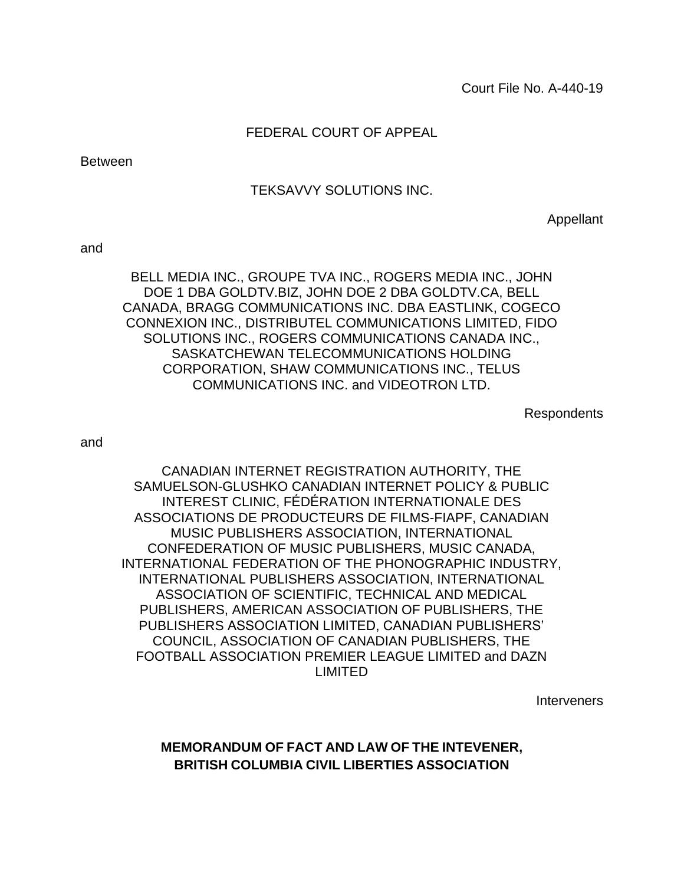Court File No. A-440-19

FEDERAL COURT OF APPEAL

Between

TEKSAVVY SOLUTIONS INC.

Appellant

and

BELL MEDIA INC., GROUPE TVA INC., ROGERS MEDIA INC., JOHN DOE 1 DBA GOLDTV.BIZ, JOHN DOE 2 DBA GOLDTV.CA, BELL CANADA, BRAGG COMMUNICATIONS INC. DBA EASTLINK, COGECO CONNEXION INC., DISTRIBUTEL COMMUNICATIONS LIMITED, FIDO SOLUTIONS INC., ROGERS COMMUNICATIONS CANADA INC., SASKATCHEWAN TELECOMMUNICATIONS HOLDING CORPORATION, SHAW COMMUNICATIONS INC., TELUS COMMUNICATIONS INC. and VIDEOTRON LTD.

Respondents

and

CANADIAN INTERNET REGISTRATION AUTHORITY, THE SAMUELSON-GLUSHKO CANADIAN INTERNET POLICY & PUBLIC INTEREST CLINIC, FÉDÉRATION INTERNATIONALE DES ASSOCIATIONS DE PRODUCTEURS DE FILMS-FIAPF, CANADIAN MUSIC PUBLISHERS ASSOCIATION, INTERNATIONAL CONFEDERATION OF MUSIC PUBLISHERS, MUSIC CANADA, INTERNATIONAL FEDERATION OF THE PHONOGRAPHIC INDUSTRY, INTERNATIONAL PUBLISHERS ASSOCIATION, INTERNATIONAL ASSOCIATION OF SCIENTIFIC, TECHNICAL AND MEDICAL PUBLISHERS, AMERICAN ASSOCIATION OF PUBLISHERS, THE PUBLISHERS ASSOCIATION LIMITED, CANADIAN PUBLISHERS' COUNCIL, ASSOCIATION OF CANADIAN PUBLISHERS, THE FOOTBALL ASSOCIATION PREMIER LEAGUE LIMITED and DAZN LIMITED

Interveners

**MEMORANDUM OF FACT AND LAW OF THE INTEVENER, BRITISH COLUMBIA CIVIL LIBERTIES ASSOCIATION**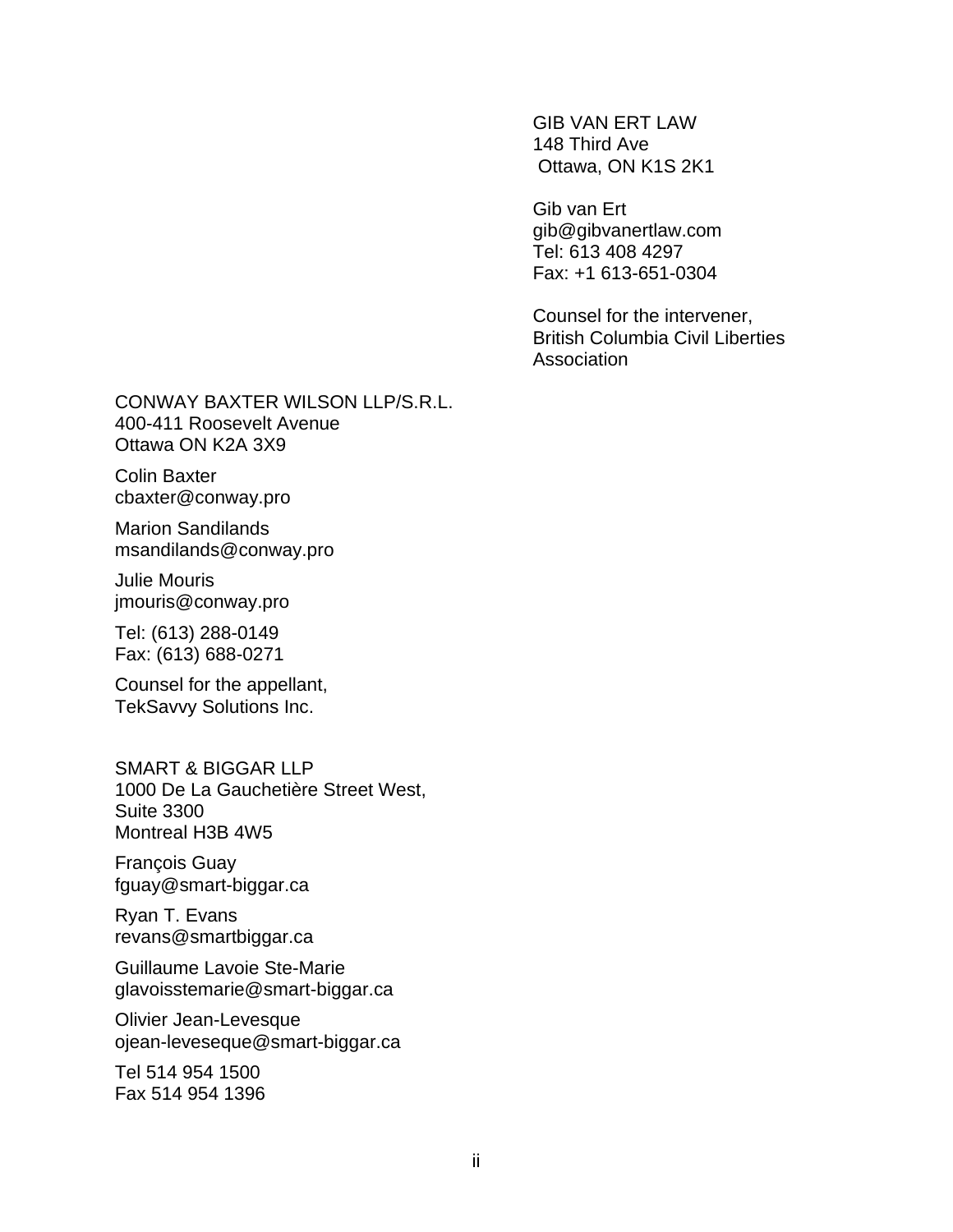GIB VAN ERT LAW
148 Third Ave
Ottawa, ON K1S 2K1

Gib van Ert
gib@gibvanertlaw.com
Tel: 613 408 4297
Fax: +1 613-651-0304

Counsel for the intervener,
British Columbia Civil Liberties Association

CONWAY BAXTER WILSON LLP/S.R.L.
400-411 Roosevelt Avenue
Ottawa ON K2A 3X9

Colin Baxter
cbaxter@conway.pro

Marion Sandilands
msandilands@conway.pro

Julie Mouris
jmouris@conway.pro

Tel: (613) 288-0149
Fax: (613) 688-0271

Counsel for the appellant,
TekSavvy Solutions Inc.

SMART & BIGGAR LLP
1000 De La Gauchetière Street West,
Suite 3300
Montreal H3B 4W5

François Guay
fguay@smart-biggar.ca

Ryan T. Evans
revans@smartbiggar.ca

Guillaume Lavoie Ste-Marie
glavoisstemarie@smart-biggar.ca

Olivier Jean-Levesque
ojean-leveseque@smart-biggar.ca

Tel 514 954 1500
Fax 514 954 1396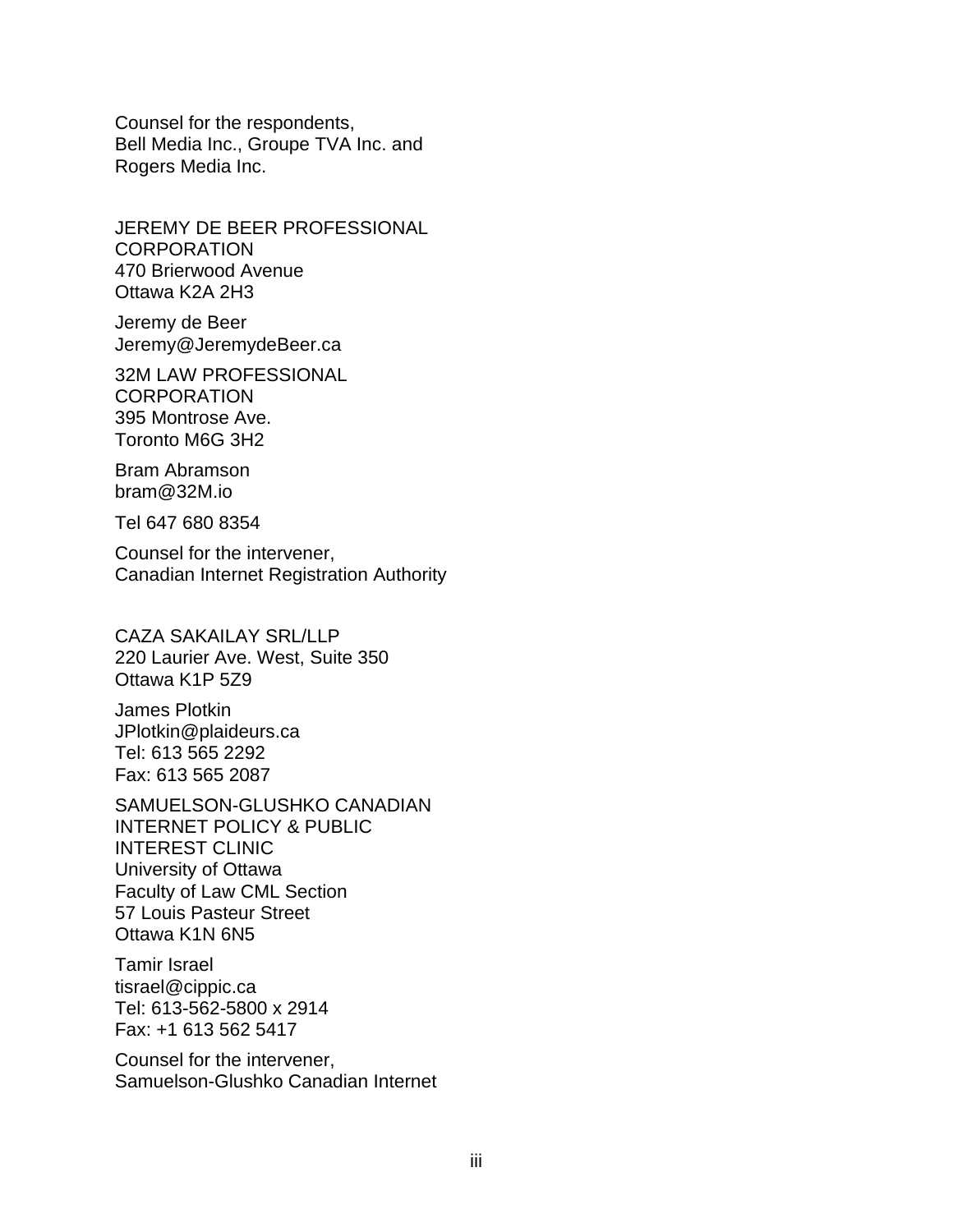Counsel for the respondents,
Bell Media Inc., Groupe TVA Inc. and
Rogers Media Inc.

JEREMY DE BEER PROFESSIONAL
CORPORATION
470 Brierwood Avenue
Ottawa K2A 2H3

Jeremy de Beer
Jeremy@JeremydeBeer.ca

32M LAW PROFESSIONAL
CORPORATION
395 Montrose Ave.
Toronto M6G 3H2

Bram Abramson
bram@32M.io

Tel 647 680 8354

Counsel for the intervener,
Canadian Internet Registration Authority

CAZA SAKAILAY SRL/LLP
220 Laurier Ave. West, Suite 350
Ottawa K1P 5Z9

James Plotkin
JPlotkin@plaideurs.ca
Tel: 613 565 2292
Fax: 613 565 2087

SAMUELSON-GLUSHKO CANADIAN
INTERNET POLICY & PUBLIC
INTEREST CLINIC
University of Ottawa
Faculty of Law CML Section
57 Louis Pasteur Street
Ottawa K1N 6N5

Tamir Israel
tisrael@cippic.ca
Tel: 613-562-5800 x 2914
Fax: +1 613 562 5417

Counsel for the intervener,
Samuelson-Glushko Canadian Internet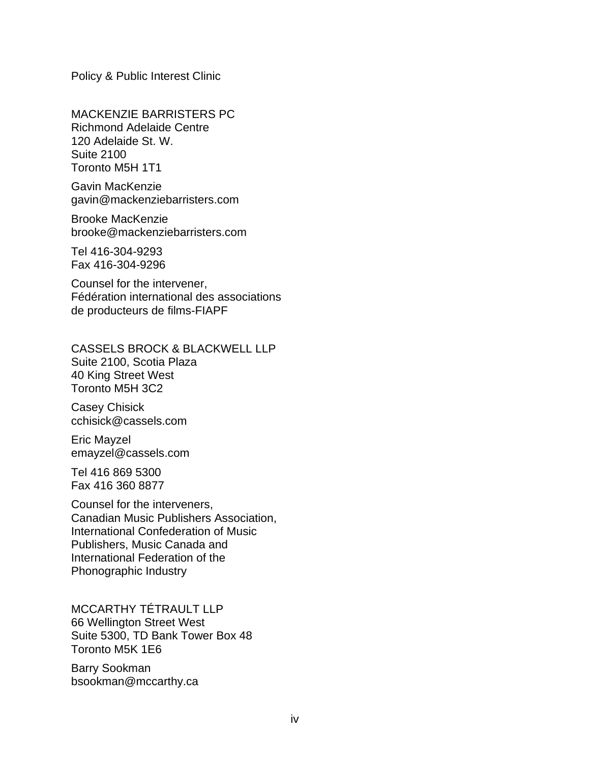Policy & Public Interest Clinic

MACKENZIE BARRISTERS PC
Richmond Adelaide Centre
120 Adelaide St. W.
Suite 2100
Toronto M5H 1T1

Gavin MacKenzie
gavin@mackenziebarristers.com

Brooke MacKenzie
brooke@mackenziebarristers.com

Tel 416-304-9293
Fax 416-304-9296

Counsel for the intervener,
Fédération international des associations de producteurs de films-FIAPF

CASSELS BROCK & BLACKWELL LLP
Suite 2100, Scotia Plaza
40 King Street West
Toronto M5H 3C2

Casey Chisick
cchisick@cassels.com

Eric Mayzel
emayzel@cassels.com

Tel 416 869 5300
Fax 416 360 8877

Counsel for the interveners,
Canadian Music Publishers Association, International Confederation of Music Publishers, Music Canada and International Federation of the Phonographic Industry

MCCARTHY TÉTRAULT LLP
66 Wellington Street West
Suite 5300, TD Bank Tower Box 48
Toronto M5K 1E6

Barry Sookman
bsookman@mccarthy.ca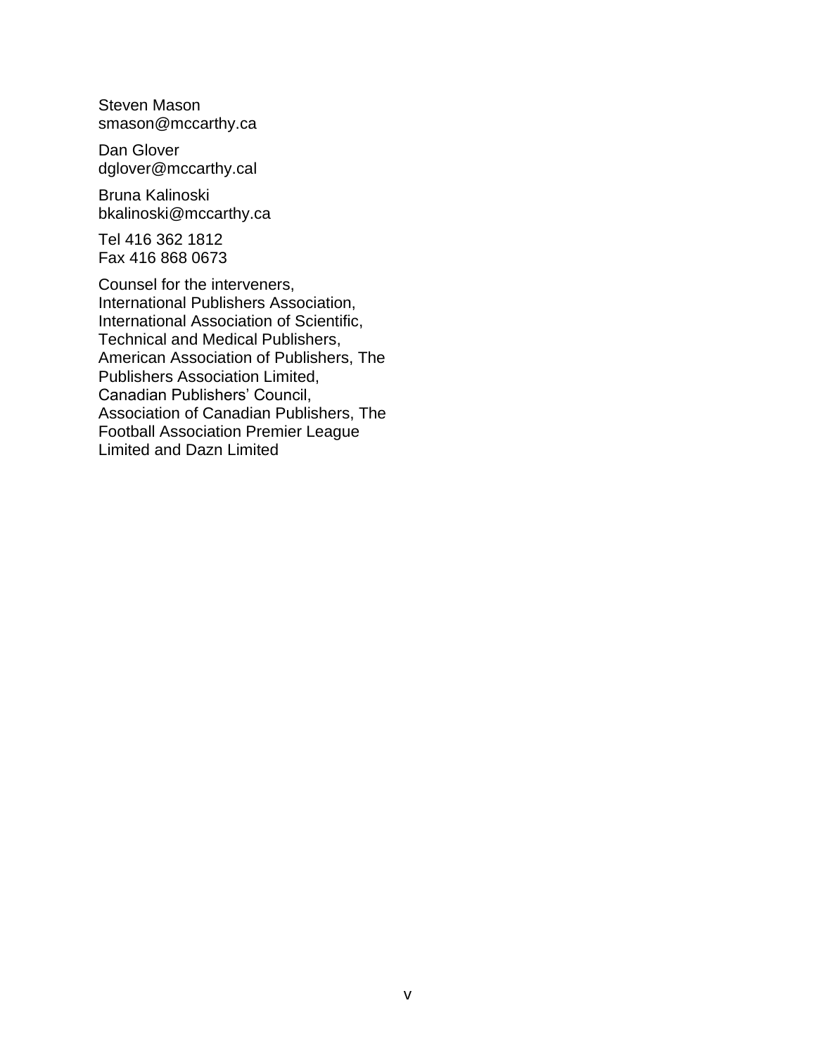Steven Mason
smason@mccarthy.ca

Dan Glover
dglover@mccarthy.cal

Bruna Kalinoski
bkalinoski@mccarthy.ca

Tel 416 362 1812
Fax 416 868 0673

Counsel for the interveners,
International Publishers Association,
International Association of Scientific,
Technical and Medical Publishers,
American Association of Publishers, The
Publishers Association Limited,
Canadian Publishers' Council,
Association of Canadian Publishers, The
Football Association Premier League
Limited and Dazn Limited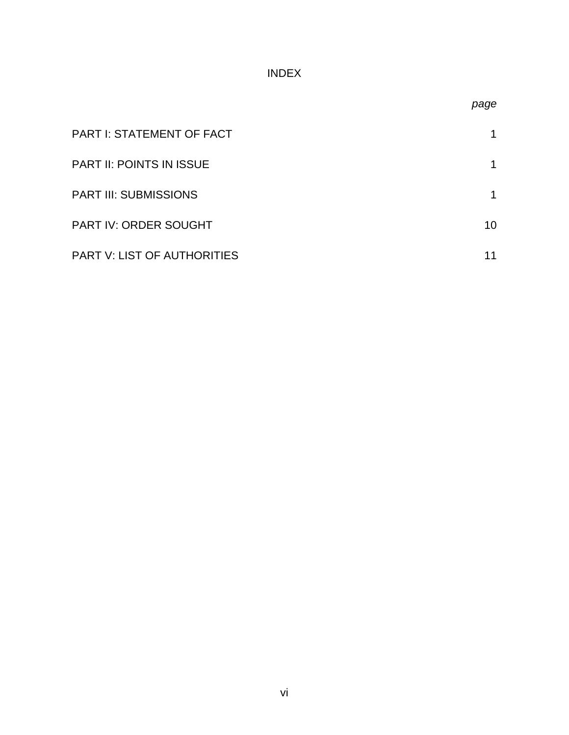# INDEX

| | *page* |
|---|---|
| PART I: STATEMENT OF FACT | 1 |
| PART II: POINTS IN ISSUE | 1 |
| PART III: SUBMISSIONS | 1 |
| PART IV: ORDER SOUGHT | 10 |
| PART V: LIST OF AUTHORITIES | 11 |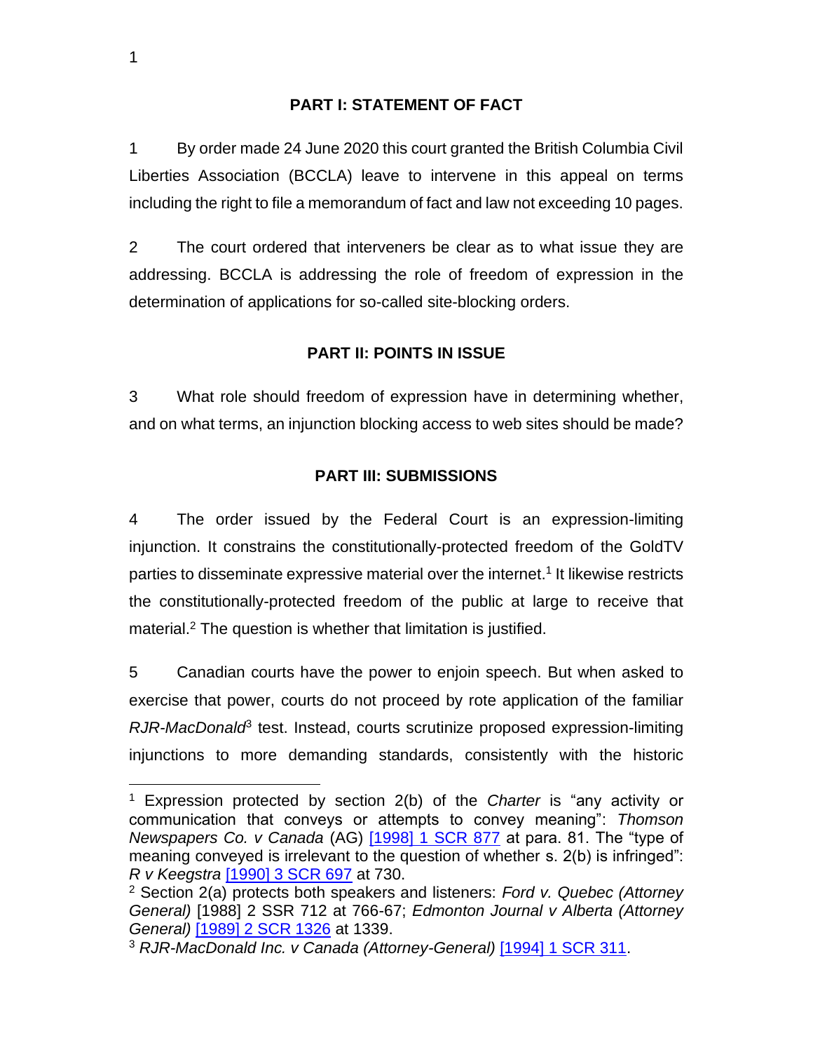## PART I: STATEMENT OF FACT

1 By order made 24 June 2020 this court granted the British Columbia Civil Liberties Association (BCCLA) leave to intervene in this appeal on terms including the right to file a memorandum of fact and law not exceeding 10 pages.

2 The court ordered that interveners be clear as to what issue they are addressing. BCCLA is addressing the role of freedom of expression in the determination of applications for so-called site-blocking orders.

## PART II: POINTS IN ISSUE

3 What role should freedom of expression have in determining whether, and on what terms, an injunction blocking access to web sites should be made?

## PART III: SUBMISSIONS

4 The order issued by the Federal Court is an expression-limiting injunction. It constrains the constitutionally-protected freedom of the GoldTV parties to disseminate expressive material over the internet.[1] It likewise restricts the constitutionally-protected freedom of the public at large to receive that material.[2] The question is whether that limitation is justified.

5 Canadian courts have the power to enjoin speech. But when asked to exercise that power, courts do not proceed by rote application of the familiar *RJR-MacDonald*[3] test. Instead, courts scrutinize proposed expression-limiting injunctions to more demanding standards, consistently with the historic

---

[1] Expression protected by section 2(b) of the *Charter* is "any activity or communication that conveys or attempts to convey meaning": *Thomson Newspapers Co. v Canada* (AG) [1998] 1 SCR 877 at para. 81. The "type of meaning conveyed is irrelevant to the question of whether s. 2(b) is infringed": *R v Keegstra* [1990] 3 SCR 697 at 730.

[2] Section 2(a) protects both speakers and listeners: *Ford v. Quebec (Attorney General)* [1988] 2 SSR 712 at 766-67; *Edmonton Journal v Alberta (Attorney General)* [1989] 2 SCR 1326 at 1339.

[3] *RJR-MacDonald Inc. v Canada (Attorney-General)* [1994] 1 SCR 311.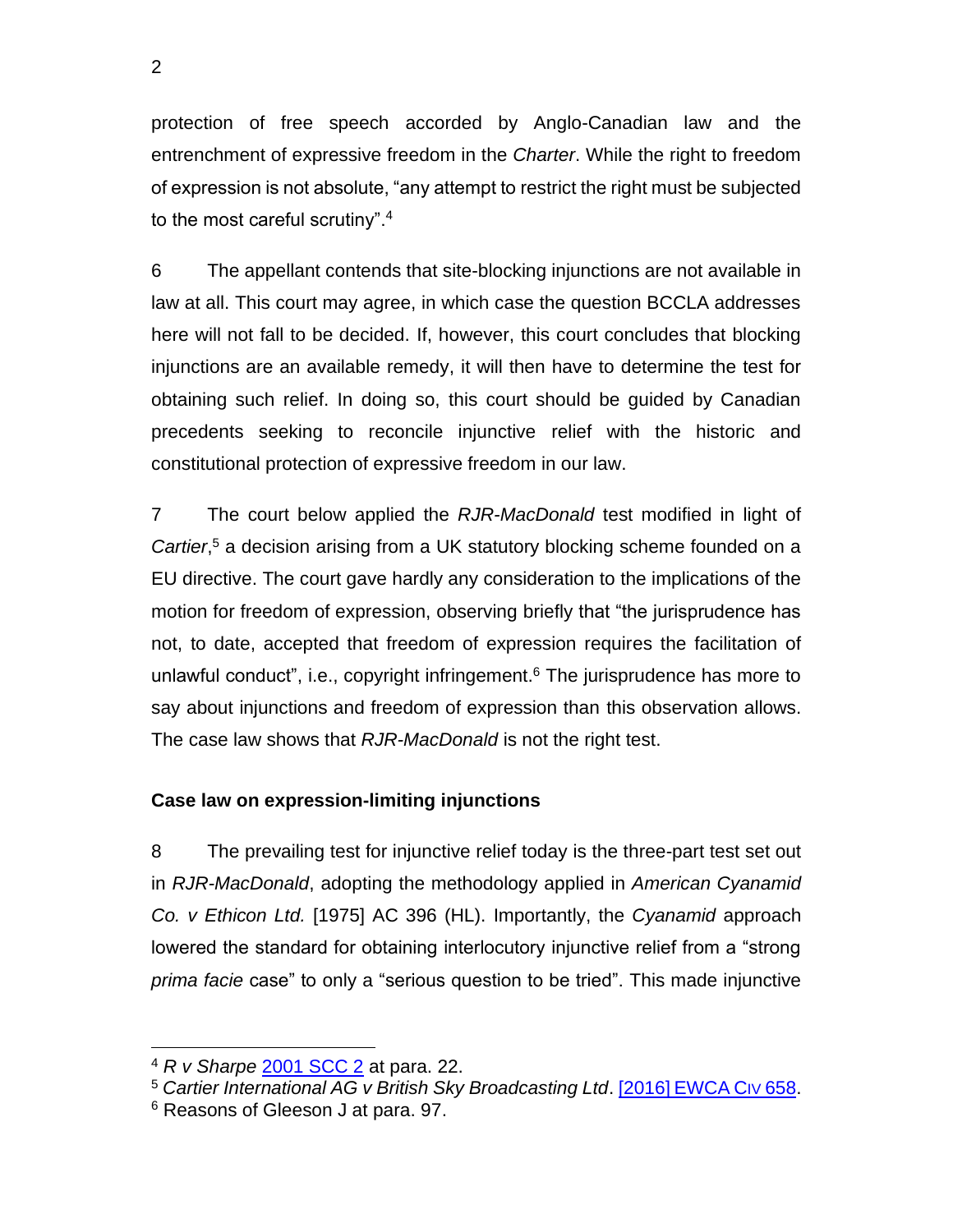protection of free speech accorded by Anglo-Canadian law and the entrenchment of expressive freedom in the *Charter*. While the right to freedom of expression is not absolute, "any attempt to restrict the right must be subjected to the most careful scrutiny".[4]

6 The appellant contends that site-blocking injunctions are not available in law at all. This court may agree, in which case the question BCCLA addresses here will not fall to be decided. If, however, this court concludes that blocking injunctions are an available remedy, it will then have to determine the test for obtaining such relief. In doing so, this court should be guided by Canadian precedents seeking to reconcile injunctive relief with the historic and constitutional protection of expressive freedom in our law.

7 The court below applied the *RJR-MacDonald* test modified in light of *Cartier*,[5] a decision arising from a UK statutory blocking scheme founded on a EU directive. The court gave hardly any consideration to the implications of the motion for freedom of expression, observing briefly that "the jurisprudence has not, to date, accepted that freedom of expression requires the facilitation of unlawful conduct", i.e., copyright infringement.[6] The jurisprudence has more to say about injunctions and freedom of expression than this observation allows. The case law shows that *RJR-MacDonald* is not the right test.

### Case law on expression-limiting injunctions

8 The prevailing test for injunctive relief today is the three-part test set out in *RJR-MacDonald*, adopting the methodology applied in *American Cyanamid Co. v Ethicon Ltd.* [1975] AC 396 (HL). Importantly, the *Cyanamid* approach lowered the standard for obtaining interlocutory injunctive relief from a "strong *prima facie* case" to only a "serious question to be tried". This made injunctive

---

[4] *R v Sharpe* 2001 SCC 2 at para. 22.

[5] *Cartier International AG v British Sky Broadcasting Ltd*. [2016] EWCA Civ 658.

[6] Reasons of Gleeson J at para. 97.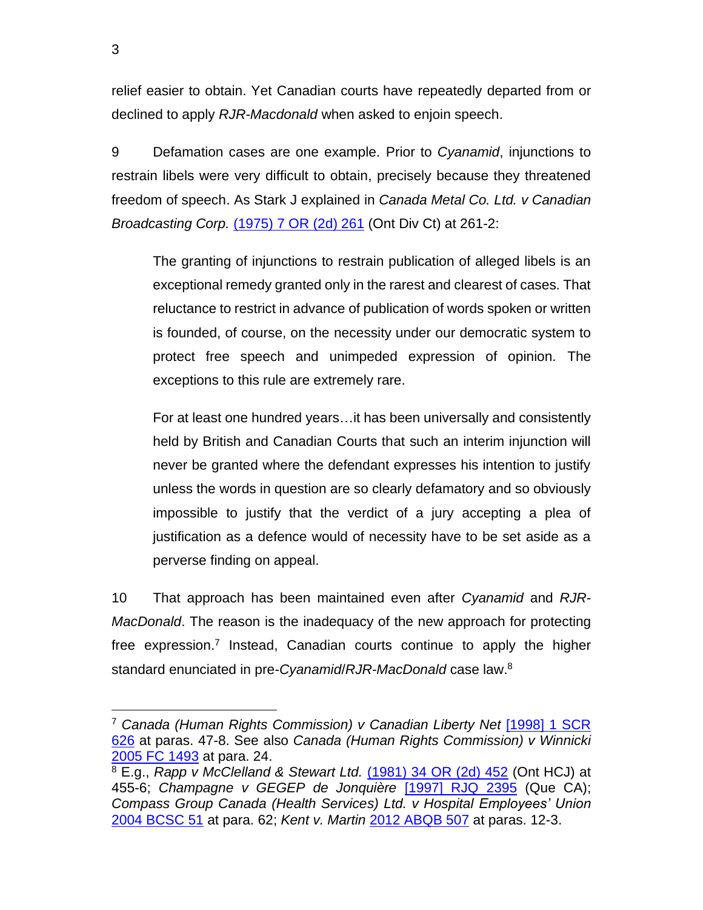relief easier to obtain. Yet Canadian courts have repeatedly departed from or declined to apply *RJR-Macdonald* when asked to enjoin speech.

9 Defamation cases are one example. Prior to *Cyanamid*, injunctions to restrain libels were very difficult to obtain, precisely because they threatened freedom of speech. As Stark J explained in *Canada Metal Co. Ltd. v Canadian Broadcasting Corp.* (1975) 7 OR (2d) 261 (Ont Div Ct) at 261-2:

> The granting of injunctions to restrain publication of alleged libels is an exceptional remedy granted only in the rarest and clearest of cases. That reluctance to restrict in advance of publication of words spoken or written is founded, of course, on the necessity under our democratic system to protect free speech and unimpeded expression of opinion. The exceptions to this rule are extremely rare.
>
> For at least one hundred years…it has been universally and consistently held by British and Canadian Courts that such an interim injunction will never be granted where the defendant expresses his intention to justify unless the words in question are so clearly defamatory and so obviously impossible to justify that the verdict of a jury accepting a plea of justification as a defence would of necessity have to be set aside as a perverse finding on appeal.

10 That approach has been maintained even after *Cyanamid* and *RJR-MacDonald*. The reason is the inadequacy of the new approach for protecting free expression.[7] Instead, Canadian courts continue to apply the higher standard enunciated in pre-*Cyanamid*/*RJR-MacDonald* case law.[8]

---

[7] *Canada (Human Rights Commission) v Canadian Liberty Net* [1998] 1 SCR 626 at paras. 47-8. See also *Canada (Human Rights Commission) v Winnicki* 2005 FC 1493 at para. 24.

[8] E.g., *Rapp v McClelland & Stewart Ltd.* (1981) 34 OR (2d) 452 (Ont HCJ) at 455-6; *Champagne v GEGEP de Jonquière* [1997] RJQ 2395 (Que CA); *Compass Group Canada (Health Services) Ltd. v Hospital Employees' Union* 2004 BCSC 51 at para. 62; *Kent v. Martin* 2012 ABQB 507 at paras. 12-3.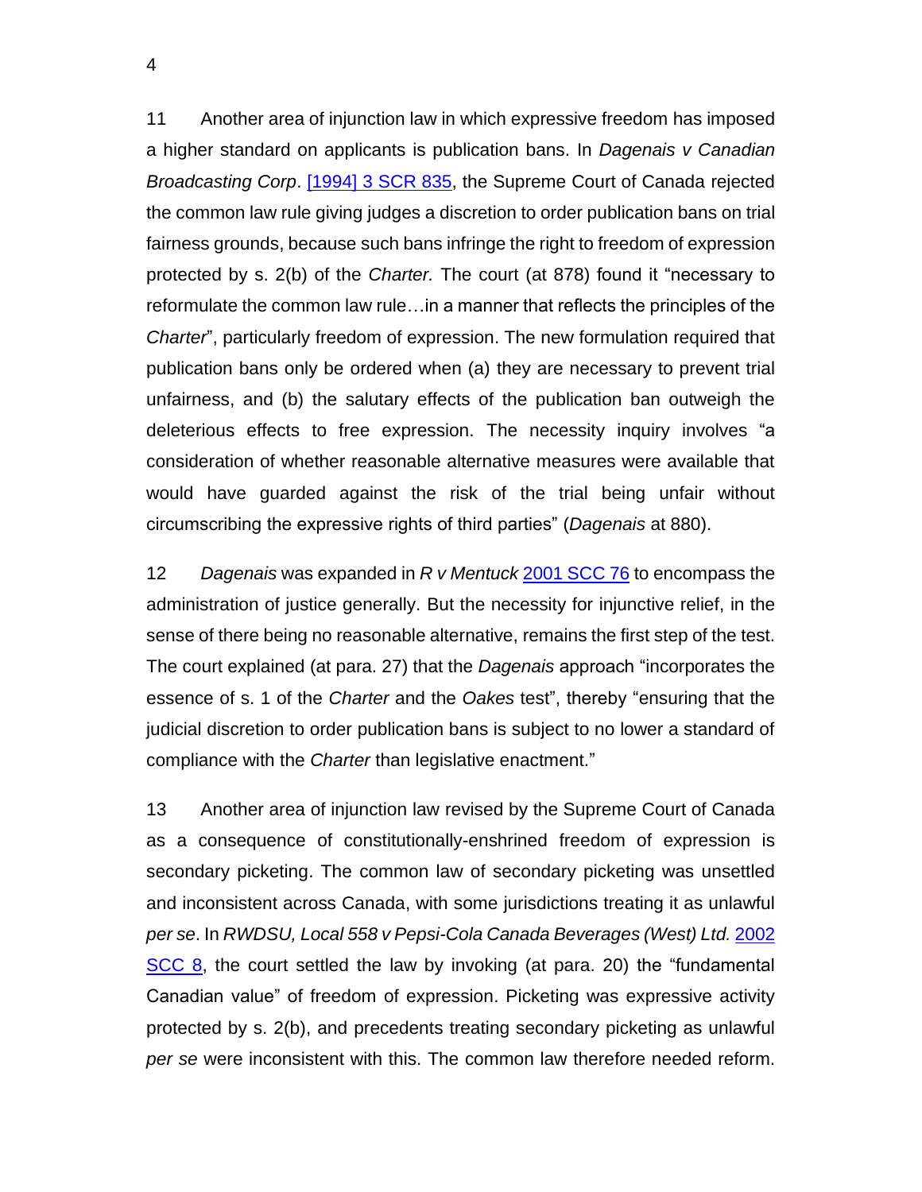11 Another area of injunction law in which expressive freedom has imposed a higher standard on applicants is publication bans. In *Dagenais v Canadian Broadcasting Corp*. [1994] 3 SCR 835, the Supreme Court of Canada rejected the common law rule giving judges a discretion to order publication bans on trial fairness grounds, because such bans infringe the right to freedom of expression protected by s. 2(b) of the *Charter.* The court (at 878) found it "necessary to reformulate the common law rule…in a manner that reflects the principles of the *Charter*", particularly freedom of expression. The new formulation required that publication bans only be ordered when (a) they are necessary to prevent trial unfairness, and (b) the salutary effects of the publication ban outweigh the deleterious effects to free expression. The necessity inquiry involves "a consideration of whether reasonable alternative measures were available that would have guarded against the risk of the trial being unfair without circumscribing the expressive rights of third parties" (*Dagenais* at 880).

12 *Dagenais* was expanded in *R v Mentuck* 2001 SCC 76 to encompass the administration of justice generally. But the necessity for injunctive relief, in the sense of there being no reasonable alternative, remains the first step of the test. The court explained (at para. 27) that the *Dagenais* approach "incorporates the essence of s. 1 of the *Charter* and the *Oakes* test", thereby "ensuring that the judicial discretion to order publication bans is subject to no lower a standard of compliance with the *Charter* than legislative enactment."

13 Another area of injunction law revised by the Supreme Court of Canada as a consequence of constitutionally-enshrined freedom of expression is secondary picketing. The common law of secondary picketing was unsettled and inconsistent across Canada, with some jurisdictions treating it as unlawful *per se*. In *RWDSU, Local 558 v Pepsi-Cola Canada Beverages (West) Ltd.* 2002 SCC 8, the court settled the law by invoking (at para. 20) the "fundamental Canadian value" of freedom of expression. Picketing was expressive activity protected by s. 2(b), and precedents treating secondary picketing as unlawful *per se* were inconsistent with this. The common law therefore needed reform.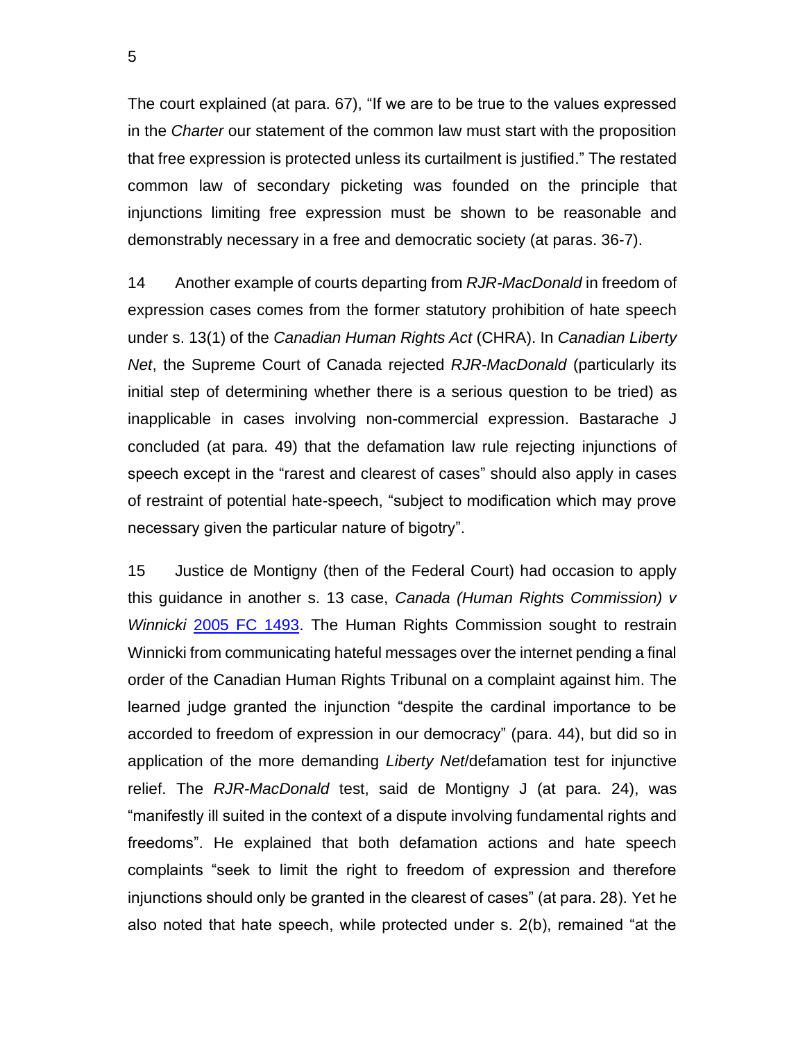The court explained (at para. 67), "If we are to be true to the values expressed in the *Charter* our statement of the common law must start with the proposition that free expression is protected unless its curtailment is justified." The restated common law of secondary picketing was founded on the principle that injunctions limiting free expression must be shown to be reasonable and demonstrably necessary in a free and democratic society (at paras. 36-7).

14 Another example of courts departing from *RJR-MacDonald* in freedom of expression cases comes from the former statutory prohibition of hate speech under s. 13(1) of the *Canadian Human Rights Act* (CHRA). In *Canadian Liberty Net*, the Supreme Court of Canada rejected *RJR-MacDonald* (particularly its initial step of determining whether there is a serious question to be tried) as inapplicable in cases involving non-commercial expression. Bastarache J concluded (at para. 49) that the defamation law rule rejecting injunctions of speech except in the "rarest and clearest of cases" should also apply in cases of restraint of potential hate-speech, "subject to modification which may prove necessary given the particular nature of bigotry".

15 Justice de Montigny (then of the Federal Court) had occasion to apply this guidance in another s. 13 case, *Canada (Human Rights Commission) v Winnicki* [2005 FC 1493](). The Human Rights Commission sought to restrain Winnicki from communicating hateful messages over the internet pending a final order of the Canadian Human Rights Tribunal on a complaint against him. The learned judge granted the injunction "despite the cardinal importance to be accorded to freedom of expression in our democracy" (para. 44), but did so in application of the more demanding *Liberty Net*/defamation test for injunctive relief. The *RJR-MacDonald* test, said de Montigny J (at para. 24), was "manifestly ill suited in the context of a dispute involving fundamental rights and freedoms". He explained that both defamation actions and hate speech complaints "seek to limit the right to freedom of expression and therefore injunctions should only be granted in the clearest of cases" (at para. 28). Yet he also noted that hate speech, while protected under s. 2(b), remained "at the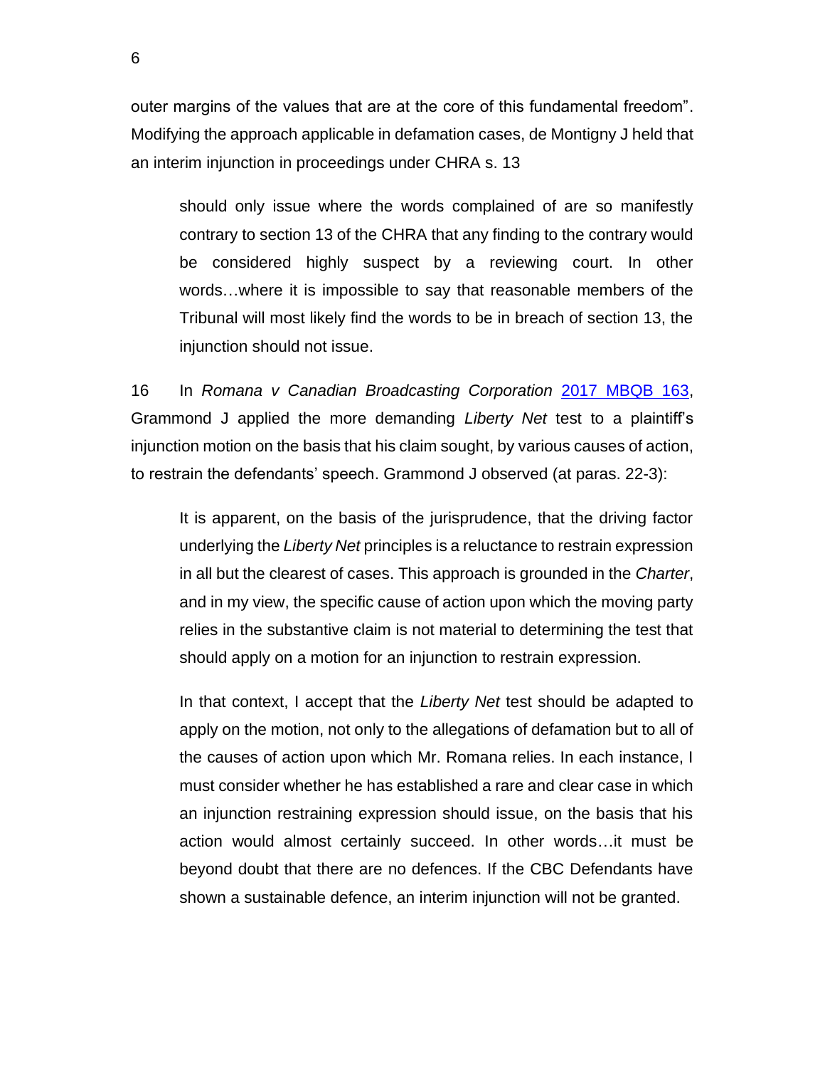outer margins of the values that are at the core of this fundamental freedom". Modifying the approach applicable in defamation cases, de Montigny J held that an interim injunction in proceedings under CHRA s. 13

> should only issue where the words complained of are so manifestly contrary to section 13 of the CHRA that any finding to the contrary would be considered highly suspect by a reviewing court. In other words…where it is impossible to say that reasonable members of the Tribunal will most likely find the words to be in breach of section 13, the injunction should not issue.

16 In *Romana v Canadian Broadcasting Corporation* 2017 MBQB 163, Grammond J applied the more demanding *Liberty Net* test to a plaintiff's injunction motion on the basis that his claim sought, by various causes of action, to restrain the defendants' speech. Grammond J observed (at paras. 22-3):

> It is apparent, on the basis of the jurisprudence, that the driving factor underlying the *Liberty Net* principles is a reluctance to restrain expression in all but the clearest of cases. This approach is grounded in the *Charter*, and in my view, the specific cause of action upon which the moving party relies in the substantive claim is not material to determining the test that should apply on a motion for an injunction to restrain expression.
>
> In that context, I accept that the *Liberty Net* test should be adapted to apply on the motion, not only to the allegations of defamation but to all of the causes of action upon which Mr. Romana relies. In each instance, I must consider whether he has established a rare and clear case in which an injunction restraining expression should issue, on the basis that his action would almost certainly succeed. In other words…it must be beyond doubt that there are no defences. If the CBC Defendants have shown a sustainable defence, an interim injunction will not be granted.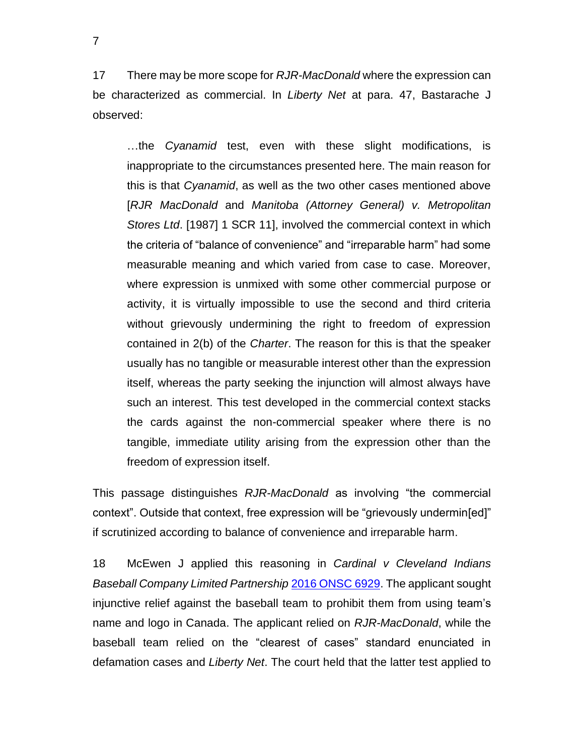17 There may be more scope for *RJR-MacDonald* where the expression can be characterized as commercial. In *Liberty Net* at para. 47, Bastarache J observed:

> …the *Cyanamid* test, even with these slight modifications, is inappropriate to the circumstances presented here. The main reason for this is that *Cyanamid*, as well as the two other cases mentioned above [*RJR MacDonald* and *Manitoba (Attorney General) v. Metropolitan Stores Ltd*. [1987] 1 SCR 11], involved the commercial context in which the criteria of "balance of convenience" and "irreparable harm" had some measurable meaning and which varied from case to case. Moreover, where expression is unmixed with some other commercial purpose or activity, it is virtually impossible to use the second and third criteria without grievously undermining the right to freedom of expression contained in 2(b) of the *Charter*. The reason for this is that the speaker usually has no tangible or measurable interest other than the expression itself, whereas the party seeking the injunction will almost always have such an interest. This test developed in the commercial context stacks the cards against the non-commercial speaker where there is no tangible, immediate utility arising from the expression other than the freedom of expression itself.

This passage distinguishes *RJR-MacDonald* as involving "the commercial context". Outside that context, free expression will be "grievously undermin[ed]" if scrutinized according to balance of convenience and irreparable harm.

18 McEwen J applied this reasoning in *Cardinal v Cleveland Indians Baseball Company Limited Partnership* 2016 ONSC 6929. The applicant sought injunctive relief against the baseball team to prohibit them from using team's name and logo in Canada. The applicant relied on *RJR-MacDonald*, while the baseball team relied on the "clearest of cases" standard enunciated in defamation cases and *Liberty Net*. The court held that the latter test applied to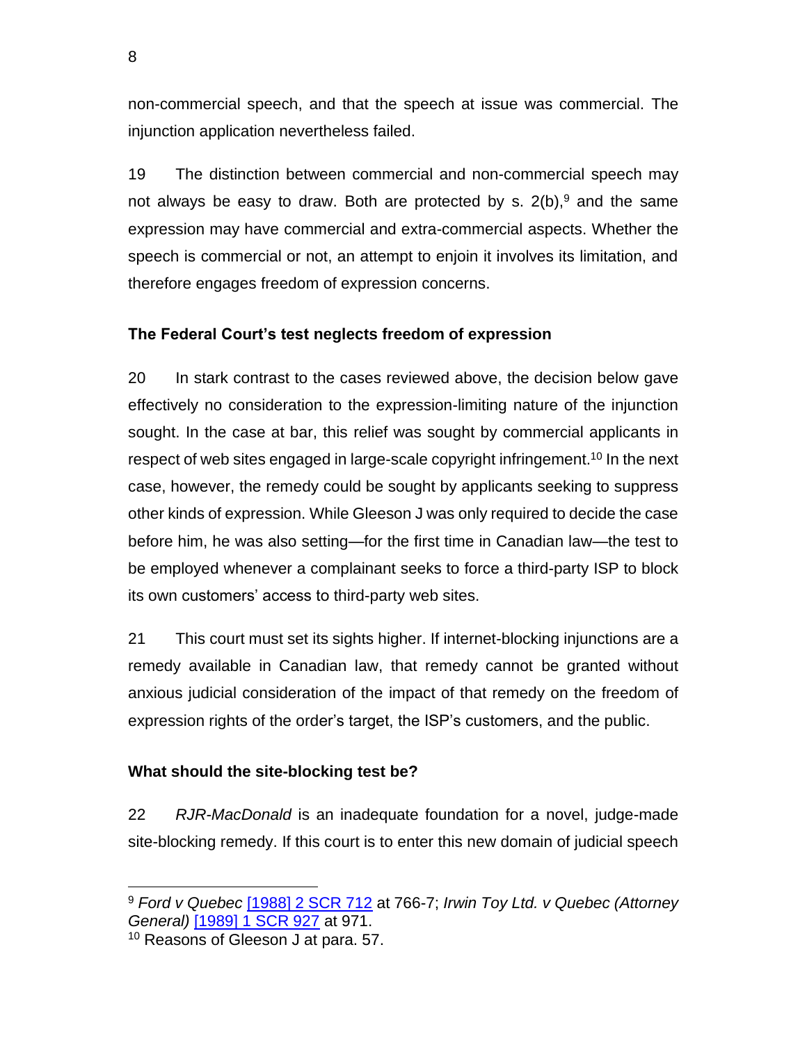non-commercial speech, and that the speech at issue was commercial. The injunction application nevertheless failed.

19 The distinction between commercial and non-commercial speech may not always be easy to draw. Both are protected by s. 2(b),[9] and the same expression may have commercial and extra-commercial aspects. Whether the speech is commercial or not, an attempt to enjoin it involves its limitation, and therefore engages freedom of expression concerns.

### The Federal Court's test neglects freedom of expression

20 In stark contrast to the cases reviewed above, the decision below gave effectively no consideration to the expression-limiting nature of the injunction sought. In the case at bar, this relief was sought by commercial applicants in respect of web sites engaged in large-scale copyright infringement.[10] In the next case, however, the remedy could be sought by applicants seeking to suppress other kinds of expression. While Gleeson J was only required to decide the case before him, he was also setting—for the first time in Canadian law—the test to be employed whenever a complainant seeks to force a third-party ISP to block its own customers' access to third-party web sites.

21 This court must set its sights higher. If internet-blocking injunctions are a remedy available in Canadian law, that remedy cannot be granted without anxious judicial consideration of the impact of that remedy on the freedom of expression rights of the order's target, the ISP's customers, and the public.

### What should the site-blocking test be?

22 *RJR-MacDonald* is an inadequate foundation for a novel, judge-made site-blocking remedy. If this court is to enter this new domain of judicial speech

---

[9] *Ford v Quebec* [1988] 2 SCR 712 at 766-7; *Irwin Toy Ltd. v Quebec (Attorney General)* [1989] 1 SCR 927 at 971.

[10] Reasons of Gleeson J at para. 57.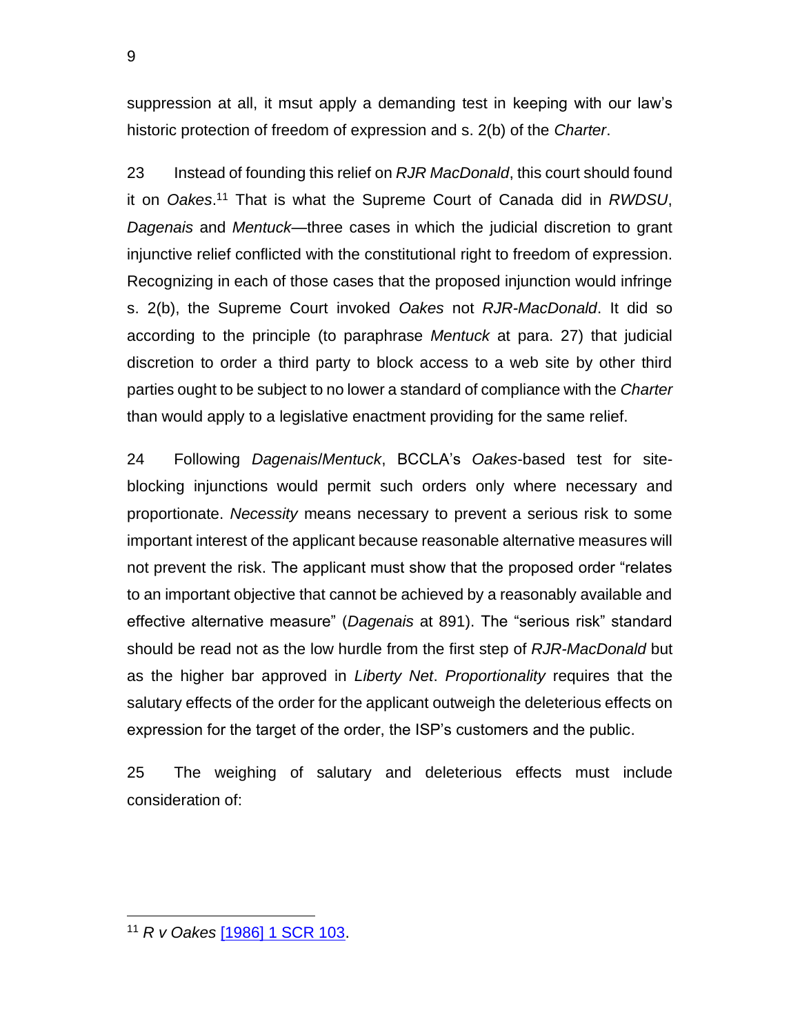suppression at all, it msut apply a demanding test in keeping with our law's historic protection of freedom of expression and s. 2(b) of the *Charter*.

23 Instead of founding this relief on *RJR MacDonald*, this court should found it on *Oakes*.[11] That is what the Supreme Court of Canada did in *RWDSU*, *Dagenais* and *Mentuck*—three cases in which the judicial discretion to grant injunctive relief conflicted with the constitutional right to freedom of expression. Recognizing in each of those cases that the proposed injunction would infringe s. 2(b), the Supreme Court invoked *Oakes* not *RJR-MacDonald*. It did so according to the principle (to paraphrase *Mentuck* at para. 27) that judicial discretion to order a third party to block access to a web site by other third parties ought to be subject to no lower a standard of compliance with the *Charter* than would apply to a legislative enactment providing for the same relief.

24 Following *Dagenais*/*Mentuck*, BCCLA's *Oakes*-based test for site-blocking injunctions would permit such orders only where necessary and proportionate. *Necessity* means necessary to prevent a serious risk to some important interest of the applicant because reasonable alternative measures will not prevent the risk. The applicant must show that the proposed order "relates to an important objective that cannot be achieved by a reasonably available and effective alternative measure" (*Dagenais* at 891). The "serious risk" standard should be read not as the low hurdle from the first step of *RJR-MacDonald* but as the higher bar approved in *Liberty Net*. *Proportionality* requires that the salutary effects of the order for the applicant outweigh the deleterious effects on expression for the target of the order, the ISP's customers and the public.

25 The weighing of salutary and deleterious effects must include consideration of:

---

[11] *R v Oakes* [1986] 1 SCR 103.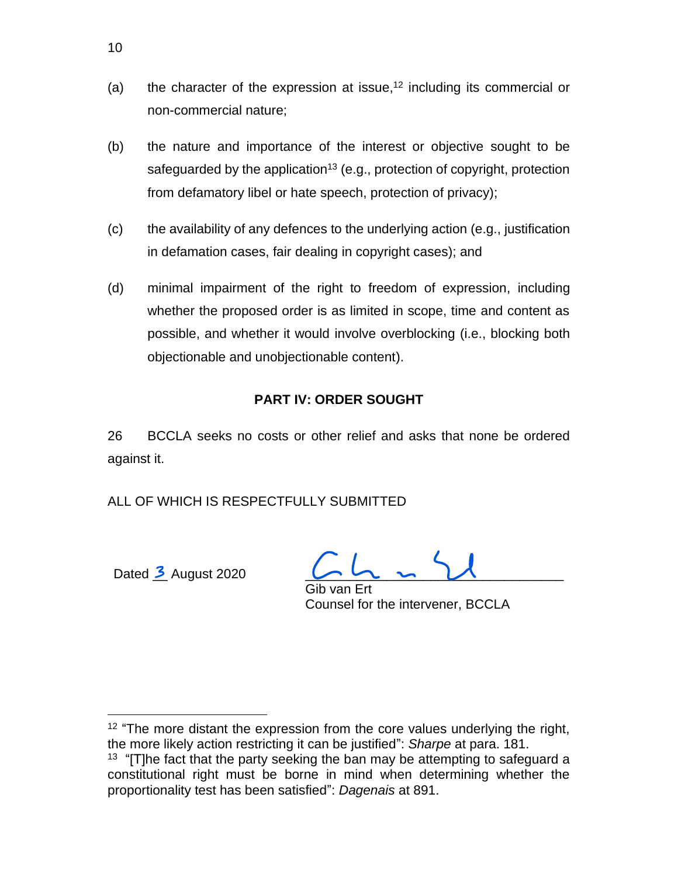(a) the character of the expression at issue,[12] including its commercial or non-commercial nature;

(b) the nature and importance of the interest or objective sought to be safeguarded by the application[13] (e.g., protection of copyright, protection from defamatory libel or hate speech, protection of privacy);

(c) the availability of any defences to the underlying action (e.g., justification in defamation cases, fair dealing in copyright cases); and

(d) minimal impairment of the right to freedom of expression, including whether the proposed order is as limited in scope, time and content as possible, and whether it would involve overblocking (i.e., blocking both objectionable and unobjectionable content).

**PART IV: ORDER SOUGHT**

26 BCCLA seeks no costs or other relief and asks that none be ordered against it.

ALL OF WHICH IS RESPECTFULLY SUBMITTED

Dated 3 August 2020

Gib van Ert
Counsel for the intervener, BCCLA

---

[12] "The more distant the expression from the core values underlying the right, the more likely action restricting it can be justified": *Sharpe* at para. 181.

[13] "[T]he fact that the party seeking the ban may be attempting to safeguard a constitutional right must be borne in mind when determining whether the proportionality test has been satisfied": *Dagenais* at 891.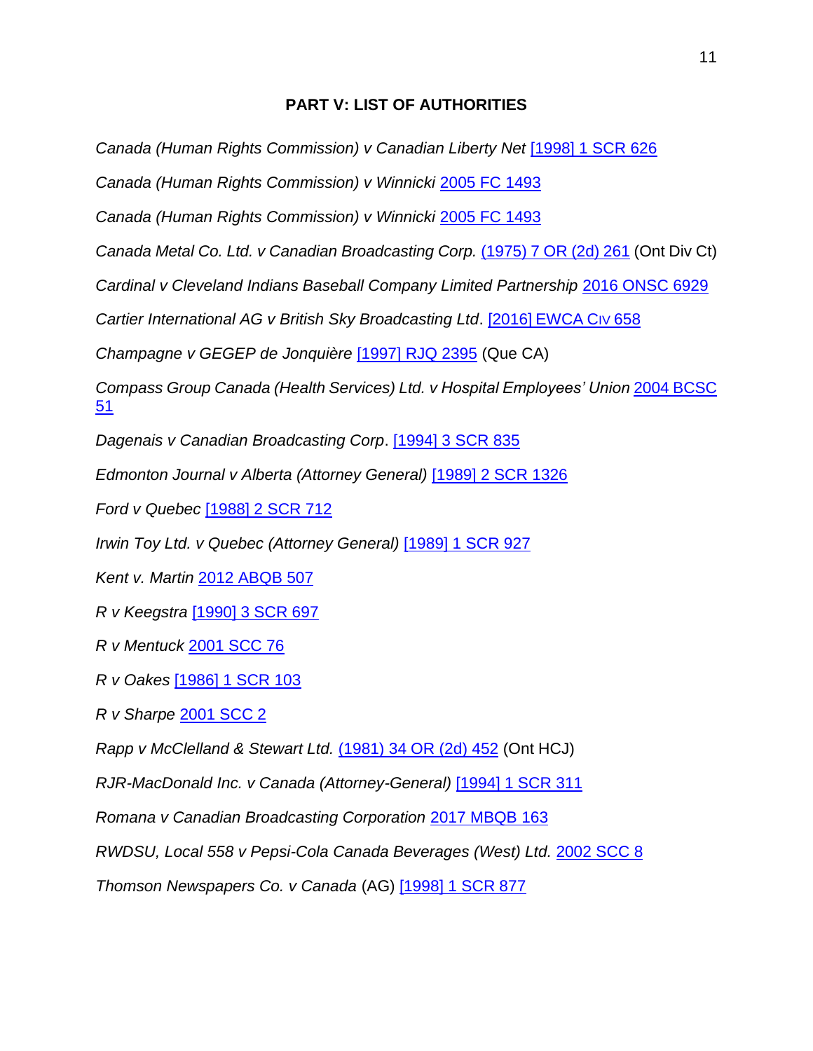## PART V: LIST OF AUTHORITIES

*Canada (Human Rights Commission) v Canadian Liberty Net* [1998] 1 SCR 626

*Canada (Human Rights Commission) v Winnicki* 2005 FC 1493

*Canada (Human Rights Commission) v Winnicki* 2005 FC 1493

*Canada Metal Co. Ltd. v Canadian Broadcasting Corp.* (1975) 7 OR (2d) 261 (Ont Div Ct)

*Cardinal v Cleveland Indians Baseball Company Limited Partnership* 2016 ONSC 6929

*Cartier International AG v British Sky Broadcasting Ltd*. [2016] EWCA Civ 658

*Champagne v GEGEP de Jonquière* [1997] RJQ 2395 (Que CA)

*Compass Group Canada (Health Services) Ltd. v Hospital Employees' Union* 2004 BCSC 51

*Dagenais v Canadian Broadcasting Corp*. [1994] 3 SCR 835

*Edmonton Journal v Alberta (Attorney General)* [1989] 2 SCR 1326

*Ford v Quebec* [1988] 2 SCR 712

*Irwin Toy Ltd. v Quebec (Attorney General)* [1989] 1 SCR 927

*Kent v. Martin* 2012 ABQB 507

*R v Keegstra* [1990] 3 SCR 697

*R v Mentuck* 2001 SCC 76

*R v Oakes* [1986] 1 SCR 103

*R v Sharpe* 2001 SCC 2

*Rapp v McClelland & Stewart Ltd.* (1981) 34 OR (2d) 452 (Ont HCJ)

*RJR-MacDonald Inc. v Canada (Attorney-General)* [1994] 1 SCR 311

*Romana v Canadian Broadcasting Corporation* 2017 MBQB 163

*RWDSU, Local 558 v Pepsi-Cola Canada Beverages (West) Ltd.* 2002 SCC 8

*Thomson Newspapers Co. v Canada* (AG) [1998] 1 SCR 877